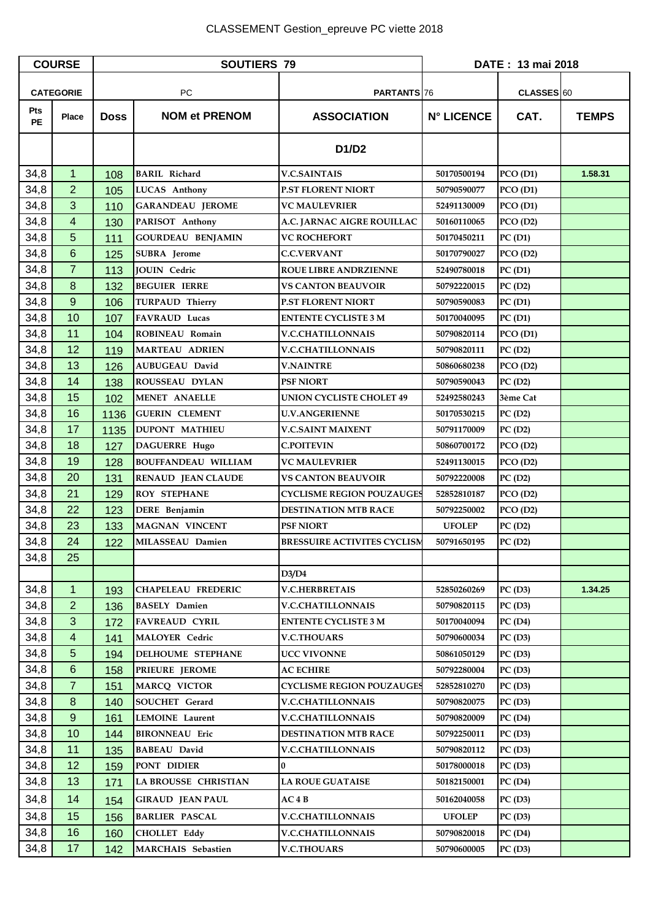CLASSEMENT Gestion_epreuve PC viette 2018

| COURSE | | SOUTIERS 79 | | | DATE : 13 mai 2018 | | |
|---|---|---|---|---|---|---|---|
| CATEGORIE | | PC | | PARTANTS 76 | | CLASSES 60 | |
| Pts PE | Place | Doss | NOM et PRENOM | ASSOCIATION | N° LICENCE | CAT. | TEMPS |
| | | | | D1/D2 | | | |
| 34,8 | 1 | 108 | BARIL Richard | V.C.SAINTAIS | 50170500194 | PCO (D1) | 1.58.31 |
| 34,8 | 2 | 105 | LUCAS Anthony | P.ST FLORENT NIORT | 50790590077 | PCO (D1) | |
| 34,8 | 3 | 110 | GARANDEAU JEROME | VC MAULEVRIER | 52491130009 | PCO (D1) | |
| 34,8 | 4 | 130 | PARISOT Anthony | A.C. JARNAC AIGRE ROUILLAC | 50160110065 | PCO (D2) | |
| 34,8 | 5 | 111 | GOURDEAU BENJAMIN | VC ROCHEFORT | 50170450211 | PC (D1) | |
| 34,8 | 6 | 125 | SUBRA Jerome | C.C.VERVANT | 50170790027 | PCO (D2) | |
| 34,8 | 7 | 113 | JOUIN Cedric | ROUE LIBRE ANDRZIENNE | 52490780018 | PC (D1) | |
| 34,8 | 8 | 132 | BEGUIER IERRE | VS CANTON BEAUVOIR | 50792220015 | PC (D2) | |
| 34,8 | 9 | 106 | TURPAUD Thierry | P.ST FLORENT NIORT | 50790590083 | PC (D1) | |
| 34,8 | 10 | 107 | FAVRAUD Lucas | ENTENTE CYCLISTE 3 M | 50170040095 | PC (D1) | |
| 34,8 | 11 | 104 | ROBINEAU Romain | V.C.CHATILLONNAIS | 50790820114 | PCO (D1) | |
| 34,8 | 12 | 119 | MARTEAU ADRIEN | V.C.CHATILLONNAIS | 50790820111 | PC (D2) | |
| 34,8 | 13 | 126 | AUBUGEAU David | V.NAINTRE | 50860680238 | PCO (D2) | |
| 34,8 | 14 | 138 | ROUSSEAU DYLAN | PSF NIORT | 50790590043 | PC (D2) | |
| 34,8 | 15 | 102 | MENET ANAELLE | UNION CYCLISTE CHOLET 49 | 52492580243 | 3ème Cat | |
| 34,8 | 16 | 1136 | GUERIN CLEMENT | U.V.ANGERIENNE | 50170530215 | PC (D2) | |
| 34,8 | 17 | 1135 | DUPONT MATHIEU | V.C.SAINT MAIXENT | 50791170009 | PC (D2) | |
| 34,8 | 18 | 127 | DAGUERRE Hugo | C.POITEVIN | 50860700172 | PCO (D2) | |
| 34,8 | 19 | 128 | BOUFFANDEAU WILLIAM | VC MAULEVRIER | 52491130015 | PCO (D2) | |
| 34,8 | 20 | 131 | RENAUD JEAN CLAUDE | VS CANTON BEAUVOIR | 50792220008 | PC (D2) | |
| 34,8 | 21 | 129 | ROY STEPHANE | CYCLISME REGION POUZAUGES | 52852810187 | PCO (D2) | |
| 34,8 | 22 | 123 | DERE Benjamin | DESTINATION MTB RACE | 50792250002 | PCO (D2) | |
| 34,8 | 23 | 133 | MAGNAN VINCENT | PSF NIORT | UFOLEP | PC (D2) | |
| 34,8 | 24 | 122 | MILASSEAU Damien | BRESSUIRE ACTIVITES CYCLISM | 50791650195 | PC (D2) | |
| 34,8 | 25 | | | | | | |
| | | | | D3/D4 | | | |
| 34,8 | 1 | 193 | CHAPELEAU FREDERIC | V.C.HERBRETAIS | 52850260269 | PC (D3) | 1.34.25 |
| 34,8 | 2 | 136 | BASELY Damien | V.C.CHATILLONNAIS | 50790820115 | PC (D3) | |
| 34,8 | 3 | 172 | FAVREAUD CYRIL | ENTENTE CYCLISTE 3 M | 50170040094 | PC (D4) | |
| 34,8 | 4 | 141 | MALOYER Cedric | V.C.THOUARS | 50790600034 | PC (D3) | |
| 34,8 | 5 | 194 | DELHOUME STEPHANE | UCC VIVONNE | 50861050129 | PC (D3) | |
| 34,8 | 6 | 158 | PRIEURE JEROME | AC ECHIRE | 50792280004 | PC (D3) | |
| 34,8 | 7 | 151 | MARCQ VICTOR | CYCLISME REGION POUZAUGES | 52852810270 | PC (D3) | |
| 34,8 | 8 | 140 | SOUCHET Gerard | V.C.CHATILLONNAIS | 50790820075 | PC (D3) | |
| 34,8 | 9 | 161 | LEMOINE Laurent | V.C.CHATILLONNAIS | 50790820009 | PC (D4) | |
| 34,8 | 10 | 144 | BIRONNEAU Eric | DESTINATION MTB RACE | 50792250011 | PC (D3) | |
| 34,8 | 11 | 135 | BABEAU David | V.C.CHATILLONNAIS | 50790820112 | PC (D3) | |
| 34,8 | 12 | 159 | PONT DIDIER | 0 | 50178000018 | PC (D3) | |
| 34,8 | 13 | 171 | LA BROUSSE CHRISTIAN | LA ROUE GUATAISE | 50182150001 | PC (D4) | |
| 34,8 | 14 | 154 | GIRAUD JEAN PAUL | AC 4 B | 50162040058 | PC (D3) | |
| 34,8 | 15 | 156 | BARLIER PASCAL | V.C.CHATILLONNAIS | UFOLEP | PC (D3) | |
| 34,8 | 16 | 160 | CHOLLET Eddy | V.C.CHATILLONNAIS | 50790820018 | PC (D4) | |
| 34,8 | 17 | 142 | MARCHAIS Sebastien | V.C.THOUARS | 50790600005 | PC (D3) | |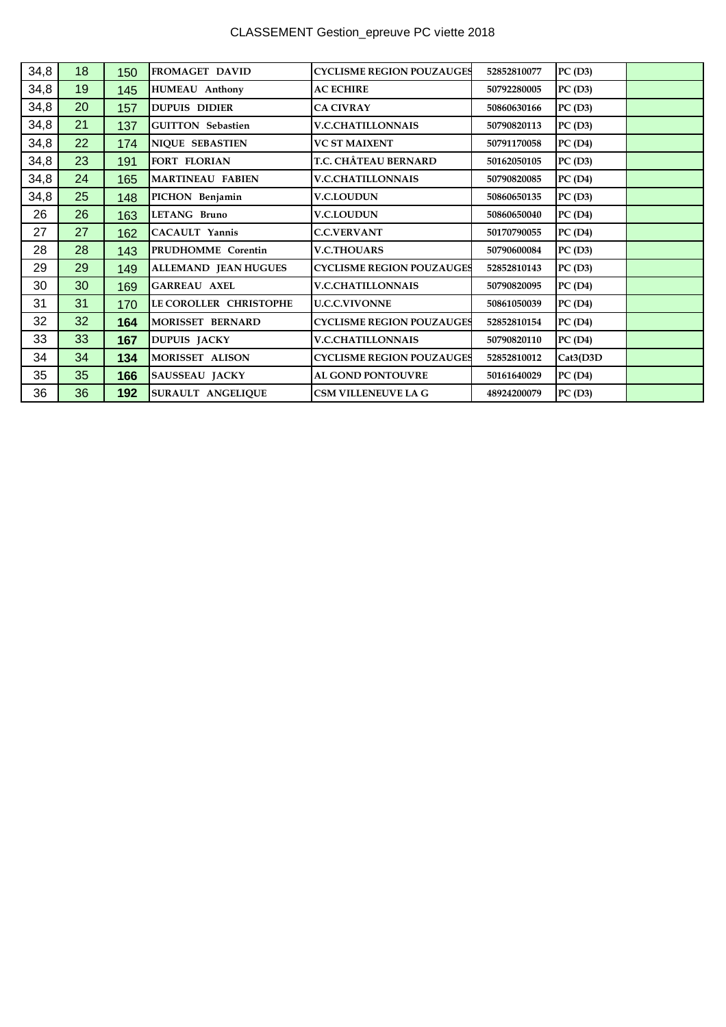# CLASSEMENT Gestion_epreuve PC viette 2018

| | | | | | | | |
|---|---|---|---|---|---|---|---|
| 34,8 | 18 | 150 | FROMAGET DAVID | CYCLISME REGION POUZAUGES | 52852810077 | PC (D3) | |
| 34,8 | 19 | 145 | HUMEAU Anthony | AC ECHIRE | 50792280005 | PC (D3) | |
| 34,8 | 20 | 157 | DUPUIS DIDIER | CA CIVRAY | 50860630166 | PC (D3) | |
| 34,8 | 21 | 137 | GUITTON Sebastien | V.C.CHATILLONNAIS | 50790820113 | PC (D3) | |
| 34,8 | 22 | 174 | NIQUE SEBASTIEN | VC ST MAIXENT | 50791170058 | PC (D4) | |
| 34,8 | 23 | 191 | FORT FLORIAN | T.C. CHÂTEAU BERNARD | 50162050105 | PC (D3) | |
| 34,8 | 24 | 165 | MARTINEAU FABIEN | V.C.CHATILLONNAIS | 50790820085 | PC (D4) | |
| 34,8 | 25 | 148 | PICHON Benjamin | V.C.LOUDUN | 50860650135 | PC (D3) | |
| 26 | 26 | 163 | LETANG Bruno | V.C.LOUDUN | 50860650040 | PC (D4) | |
| 27 | 27 | 162 | CACAULT Yannis | C.C.VERVANT | 50170790055 | PC (D4) | |
| 28 | 28 | 143 | PRUDHOMME Corentin | V.C.THOUARS | 50790600084 | PC (D3) | |
| 29 | 29 | 149 | ALLEMAND JEAN HUGUES | CYCLISME REGION POUZAUGES | 52852810143 | PC (D3) | |
| 30 | 30 | 169 | GARREAU AXEL | V.C.CHATILLONNAIS | 50790820095 | PC (D4) | |
| 31 | 31 | 170 | LE COROLLER CHRISTOPHE | U.C.C.VIVONNE | 50861050039 | PC (D4) | |
| 32 | 32 | 164 | MORISSET BERNARD | CYCLISME REGION POUZAUGES | 52852810154 | PC (D4) | |
| 33 | 33 | 167 | DUPUIS JACKY | V.C.CHATILLONNAIS | 50790820110 | PC (D4) | |
| 34 | 34 | 134 | MORISSET ALISON | CYCLISME REGION POUZAUGES | 52852810012 | Cat3(D3D | |
| 35 | 35 | 166 | SAUSSEAU JACKY | AL GOND PONTOUVRE | 50161640029 | PC (D4) | |
| 36 | 36 | 192 | SURAULT ANGELIQUE | CSM VILLENEUVE LA G | 48924200079 | PC (D3) | |